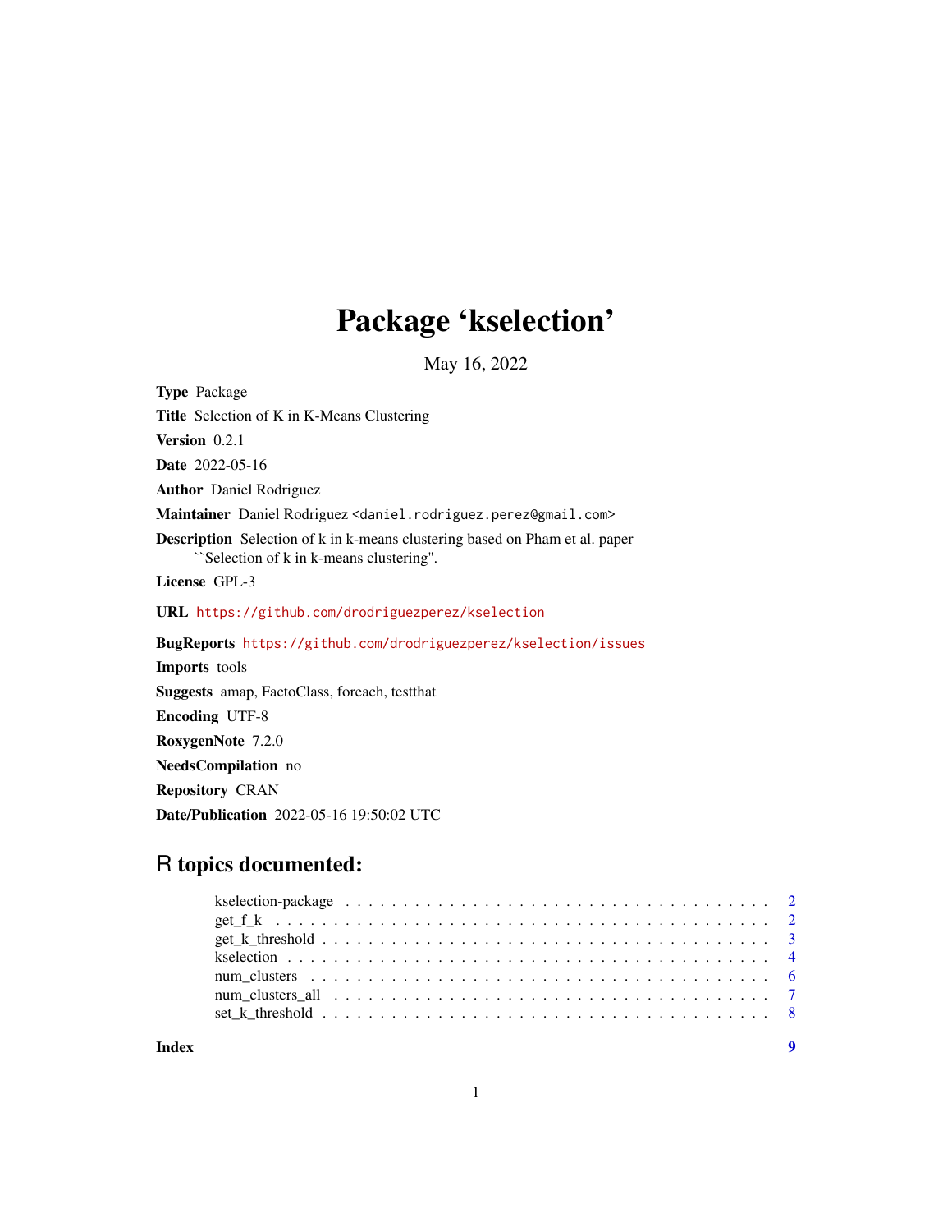# Package 'kselection'

May 16, 2022

**Type** Package

**Title** Selection of K in K-Means Clustering

**Version** 0.2.1

**Date** 2022-05-16

**Author** Daniel Rodriguez

**Maintainer** Daniel Rodriguez <daniel.rodriguez.perez@gmail.com>

**Description** Selection of k in k-means clustering based on Pham et al. paper ``Selection of k in k-means clustering''.

**License** GPL-3

**URL** https://github.com/drodriguezperez/kselection

**BugReports** https://github.com/drodriguezperez/kselection/issues

**Imports** tools

**Suggests** amap, FactoClass, foreach, testthat

**Encoding** UTF-8

**RoxygenNote** 7.2.0

**NeedsCompilation** no

**Repository** CRAN

**Date/Publication** 2022-05-16 19:50:02 UTC

## R topics documented:

| | |
|---|---|
| kselection-package | 2 |
| get_f_k | 2 |
| get_k_threshold | 3 |
| kselection | 4 |
| num_clusters | 6 |
| num_clusters_all | 7 |
| set_k_threshold | 8 |
| **Index** | **9** |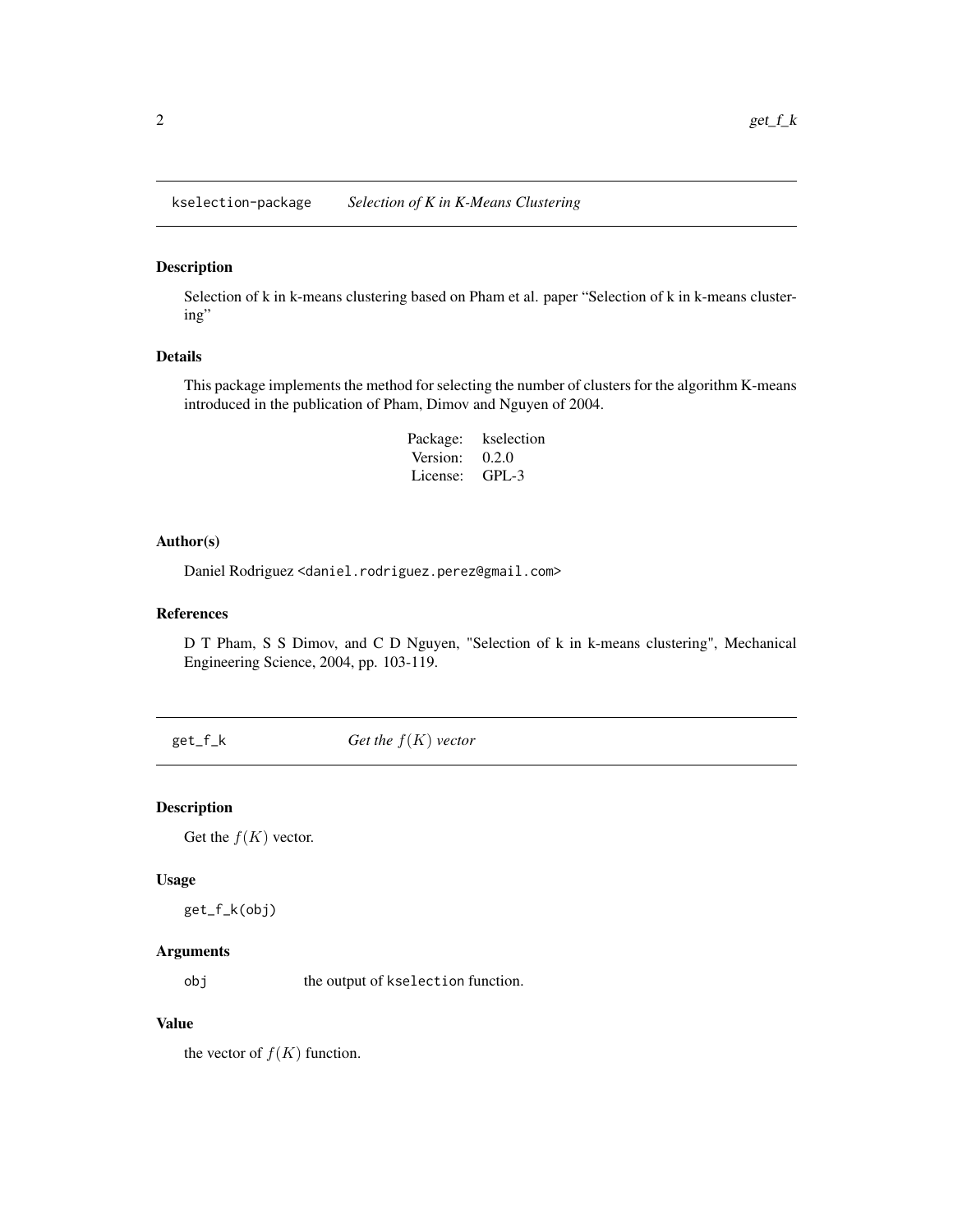## kselection-package *Selection of K in K-Means Clustering*

### Description

Selection of k in k-means clustering based on Pham et al. paper "Selection of k in k-means clustering"

### Details

This package implements the method for selecting the number of clusters for the algorithm K-means introduced in the publication of Pham, Dimov and Nguyen of 2004.

| | |
|---|---|
| Package: | kselection |
| Version: | 0.2.0 |
| License: | GPL-3 |

### Author(s)

Daniel Rodriguez <daniel.rodriguez.perez@gmail.com>

### References

D T Pham, S S Dimov, and C D Nguyen, "Selection of k in k-means clustering", Mechanical Engineering Science, 2004, pp. 103-119.

## get_f_k *Get the $f(K)$ vector*

### Description

Get the $f(K)$ vector.

### Usage

```
get_f_k(obj)
```

### Arguments

obj the output of `kselection` function.

### Value

the vector of $f(K)$ function.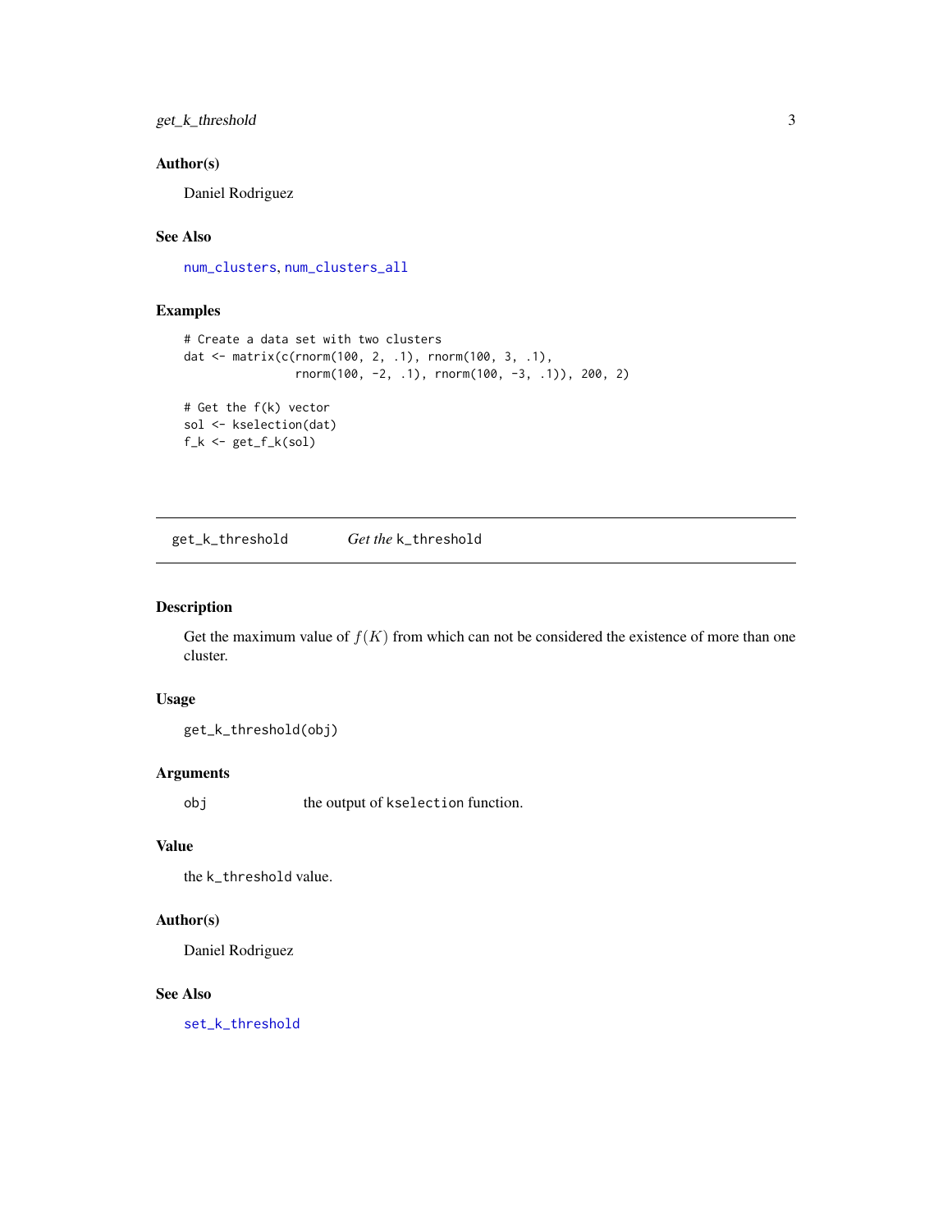## Author(s)

Daniel Rodriguez

## See Also

num_clusters, num_clusters_all

## Examples

```
# Create a data set with two clusters
dat <- matrix(c(rnorm(100, 2, .1), rnorm(100, 3, .1),
                rnorm(100, -2, .1), rnorm(100, -3, .1)), 200, 2)

# Get the f(k) vector
sol <- kselection(dat)
f_k <- get_f_k(sol)
```

---

# get_k_threshold — *Get the* `k_threshold`

## Description

Get the maximum value of $f(K)$ from which can not be considered the existence of more than one cluster.

## Usage

```
get_k_threshold(obj)
```

## Arguments

| | |
|---|---|
| obj | the output of `kselection` function. |

## Value

the `k_threshold` value.

## Author(s)

Daniel Rodriguez

## See Also

set_k_threshold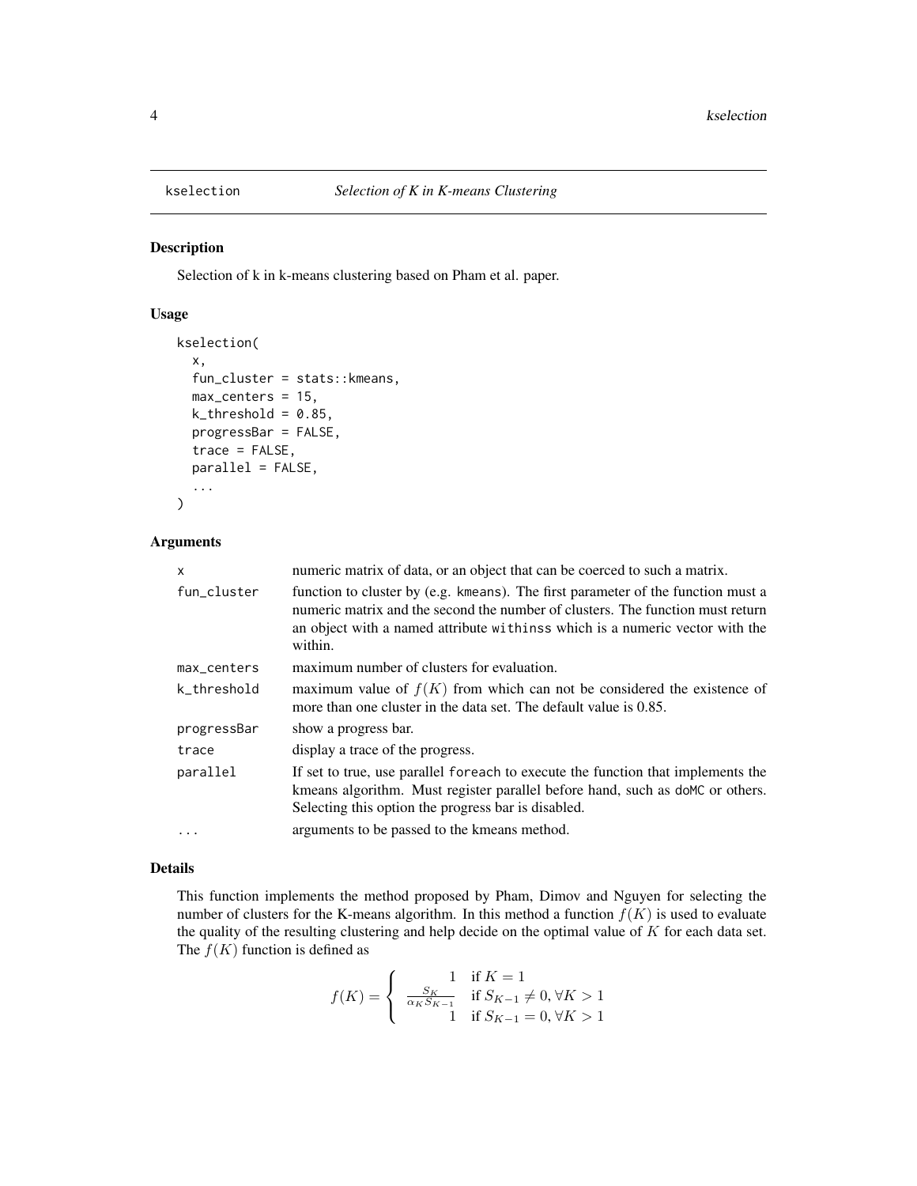## kselection — *Selection of K in K-means Clustering*

### Description

Selection of k in k-means clustering based on Pham et al. paper.

### Usage

```
kselection(
  x,
  fun_cluster = stats::kmeans,
  max_centers = 15,
  k_threshold = 0.85,
  progressBar = FALSE,
  trace = FALSE,
  parallel = FALSE,
  ...
)
```

### Arguments

| | |
|---|---|
| x | numeric matrix of data, or an object that can be coerced to such a matrix. |
| fun_cluster | function to cluster by (e.g. kmeans). The first parameter of the function must a numeric matrix and the second the number of clusters. The function must return an object with a named attribute withinss which is a numeric vector with the within. |
| max_centers | maximum number of clusters for evaluation. |
| k_threshold | maximum value of $f(K)$ from which can not be considered the existence of more than one cluster in the data set. The default value is 0.85. |
| progressBar | show a progress bar. |
| trace | display a trace of the progress. |
| parallel | If set to true, use parallel foreach to execute the function that implements the kmeans algorithm. Must register parallel before hand, such as doMC or others. Selecting this option the progress bar is disabled. |
| ... | arguments to be passed to the kmeans method. |

### Details

This function implements the method proposed by Pham, Dimov and Nguyen for selecting the number of clusters for the K-means algorithm. In this method a function $f(K)$ is used to evaluate the quality of the resulting clustering and help decide on the optimal value of $K$ for each data set. The $f(K)$ function is defined as

$$f(K) = \begin{cases} 1 & \text{if } K = 1 \\ \frac{S_K}{\alpha_K S_{K-1}} & \text{if } S_{K-1} \neq 0, \forall K > 1 \\ 1 & \text{if } S_{K-1} = 0, \forall K > 1 \end{cases}$$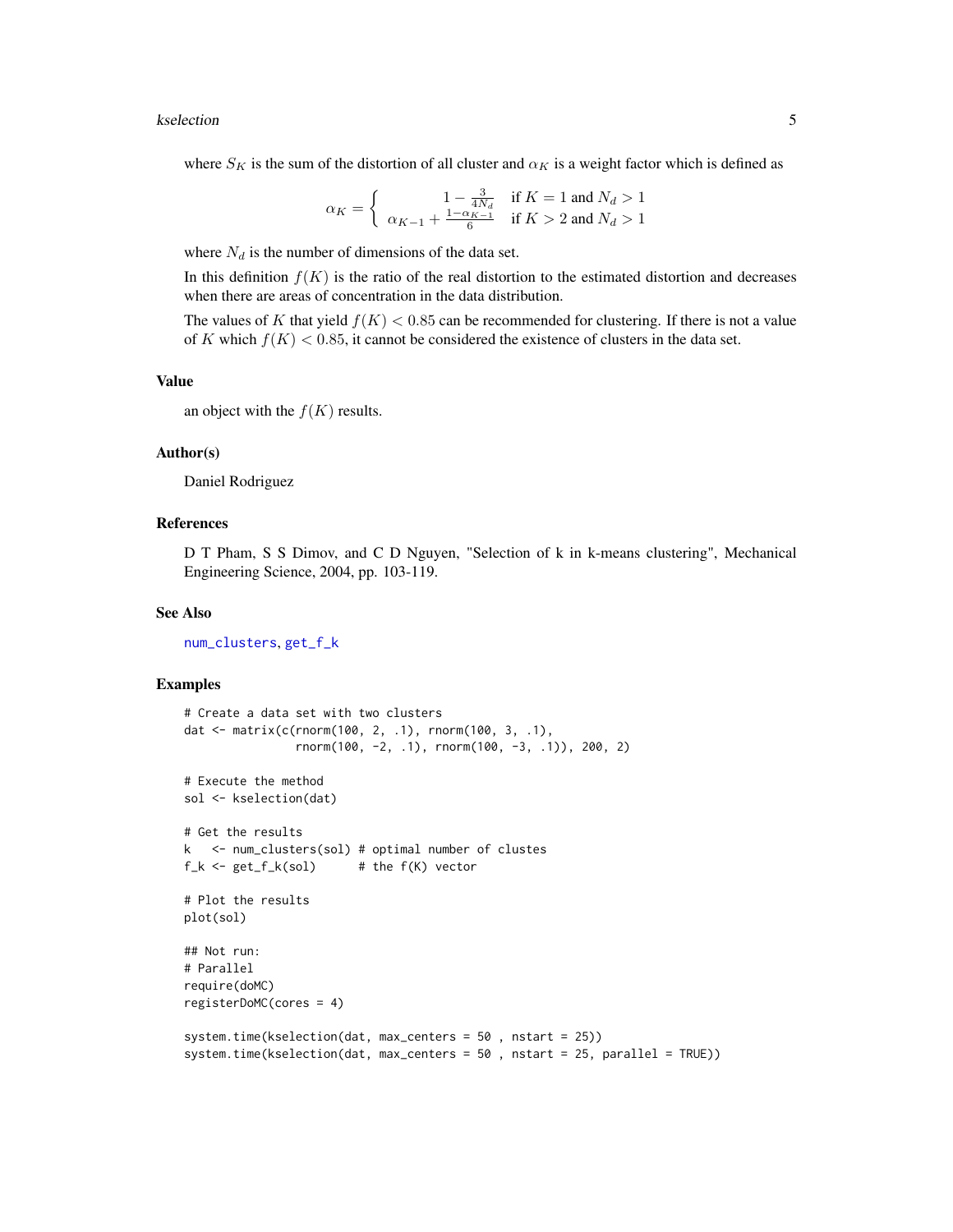where $S_K$ is the sum of the distortion of all cluster and $\alpha_K$ is a weight factor which is defined as

$$\alpha_K = \begin{cases} 1 - \frac{3}{4N_d} & \text{if } K = 1 \text{ and } N_d > 1 \\ \alpha_{K-1} + \frac{1-\alpha_{K-1}}{6} & \text{if } K > 2 \text{ and } N_d > 1 \end{cases}$$

where $N_d$ is the number of dimensions of the data set.

In this definition $f(K)$ is the ratio of the real distortion to the estimated distortion and decreases when there are areas of concentration in the data distribution.

The values of $K$ that yield $f(K) < 0.85$ can be recommended for clustering. If there is not a value of $K$ which $f(K) < 0.85$, it cannot be considered the existence of clusters in the data set.

## Value

an object with the $f(K)$ results.

## Author(s)

Daniel Rodriguez

## References

D T Pham, S S Dimov, and C D Nguyen, "Selection of k in k-means clustering", Mechanical Engineering Science, 2004, pp. 103-119.

## See Also

num_clusters, get_f_k

## Examples

```
# Create a data set with two clusters
dat <- matrix(c(rnorm(100, 2, .1), rnorm(100, 3, .1),
                rnorm(100, -2, .1), rnorm(100, -3, .1)), 200, 2)

# Execute the method
sol <- kselection(dat)

# Get the results
k   <- num_clusters(sol) # optimal number of clustes
f_k <- get_f_k(sol)      # the f(K) vector

# Plot the results
plot(sol)

## Not run:
# Parallel
require(doMC)
registerDoMC(cores = 4)

system.time(kselection(dat, max_centers = 50 , nstart = 25))
system.time(kselection(dat, max_centers = 50 , nstart = 25, parallel = TRUE))
```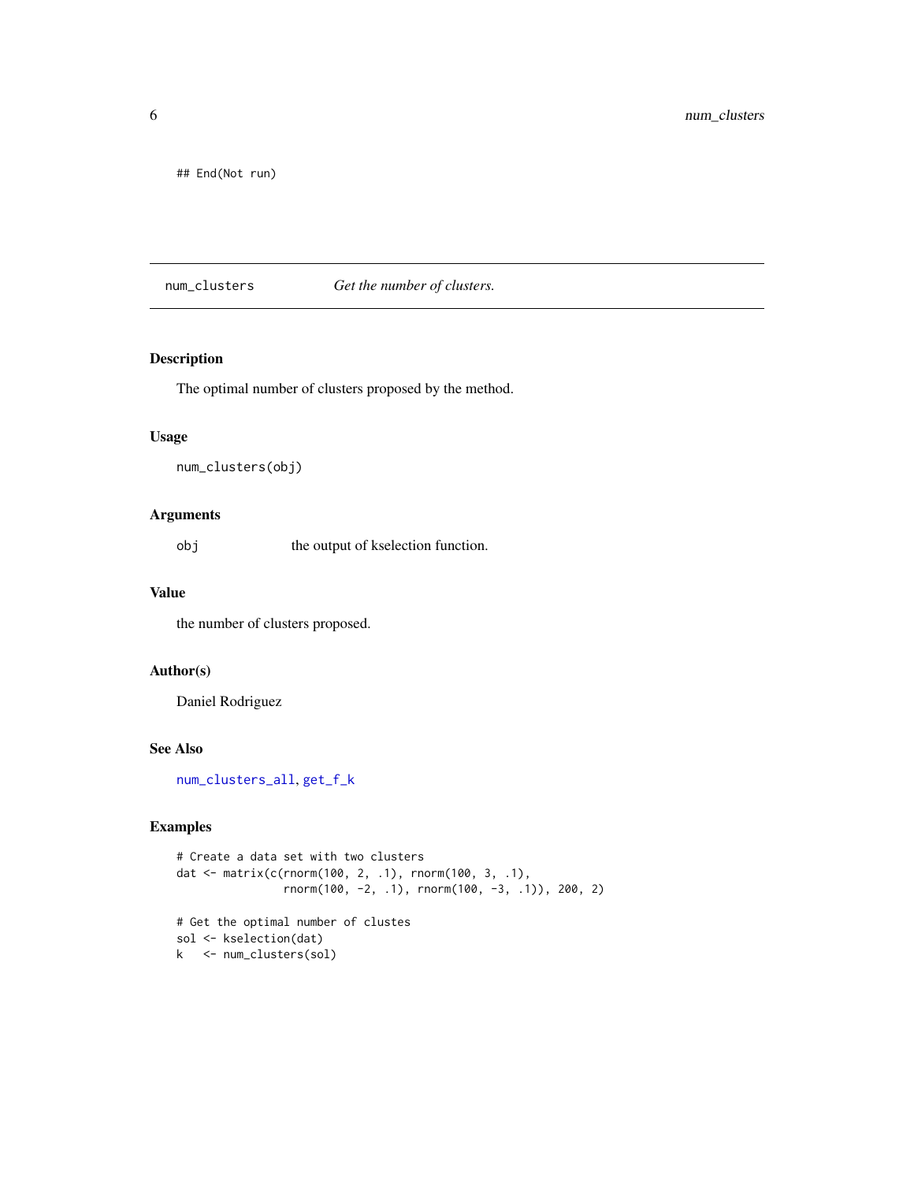```
## End(Not run)
```

## num_clusters &nbsp;&nbsp;&nbsp;&nbsp; *Get the number of clusters.*

### Description

The optimal number of clusters proposed by the method.

### Usage

```
num_clusters(obj)
```

### Arguments

| | |
|---|---|
| obj | the output of kselection function. |

### Value

the number of clusters proposed.

### Author(s)

Daniel Rodriguez

### See Also

num_clusters_all, get_f_k

### Examples

```
# Create a data set with two clusters
dat <- matrix(c(rnorm(100, 2, .1), rnorm(100, 3, .1),
                rnorm(100, -2, .1), rnorm(100, -3, .1)), 200, 2)

# Get the optimal number of clustes
sol <- kselection(dat)
k   <- num_clusters(sol)
```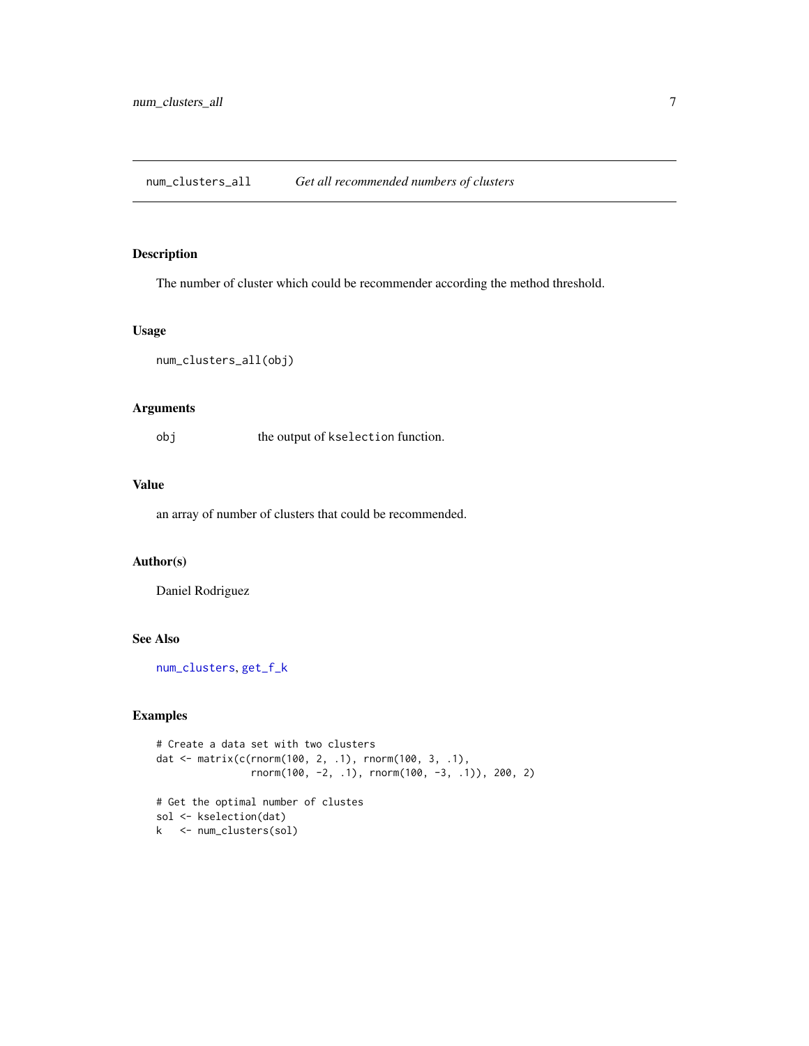num_clusters_all *Get all recommended numbers of clusters*

## Description

The number of cluster which could be recommender according the method threshold.

## Usage

```
num_clusters_all(obj)
```

## Arguments

obj the output of kselection function.

## Value

an array of number of clusters that could be recommended.

## Author(s)

Daniel Rodriguez

## See Also

num_clusters, get_f_k

## Examples

```
# Create a data set with two clusters
dat <- matrix(c(rnorm(100, 2, .1), rnorm(100, 3, .1),
                rnorm(100, -2, .1), rnorm(100, -3, .1)), 200, 2)

# Get the optimal number of clustes
sol <- kselection(dat)
k   <- num_clusters(sol)
```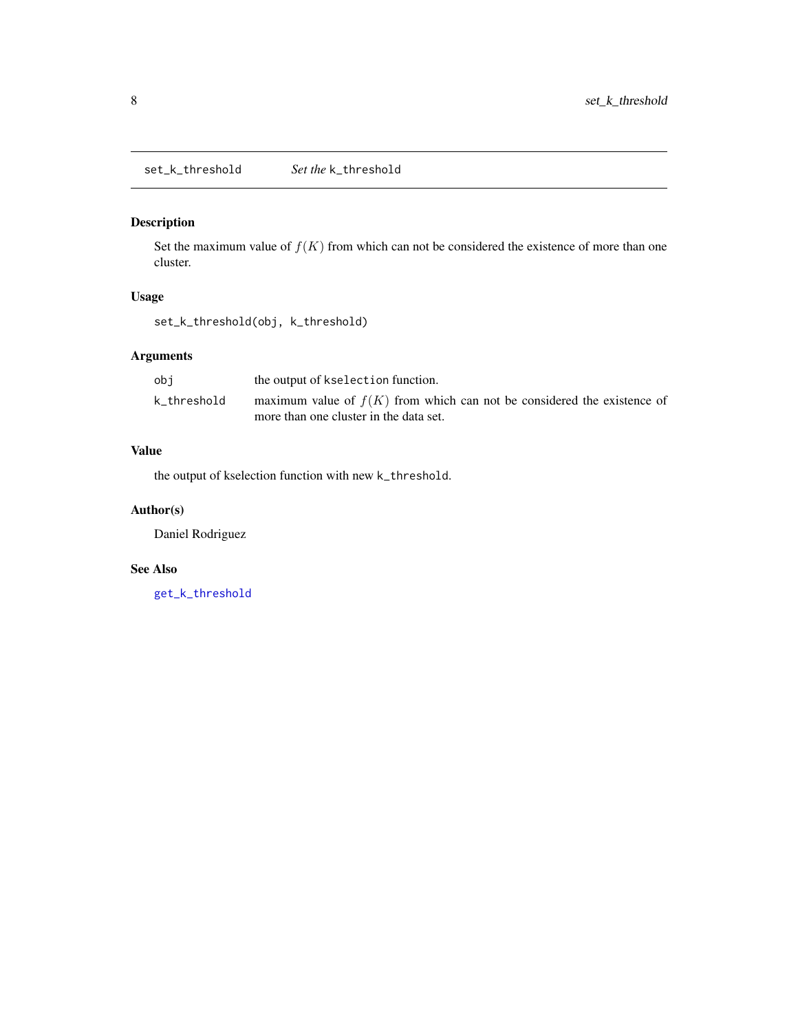set_k_threshold    *Set the* k_threshold

## Description

Set the maximum value of $f(K)$ from which can not be considered the existence of more than one cluster.

## Usage

```
set_k_threshold(obj, k_threshold)
```

## Arguments

| | |
|---|---|
| obj | the output of kselection function. |
| k_threshold | maximum value of $f(K)$ from which can not be considered the existence of more than one cluster in the data set. |

## Value

the output of kselection function with new k_threshold.

## Author(s)

Daniel Rodriguez

## See Also

get_k_threshold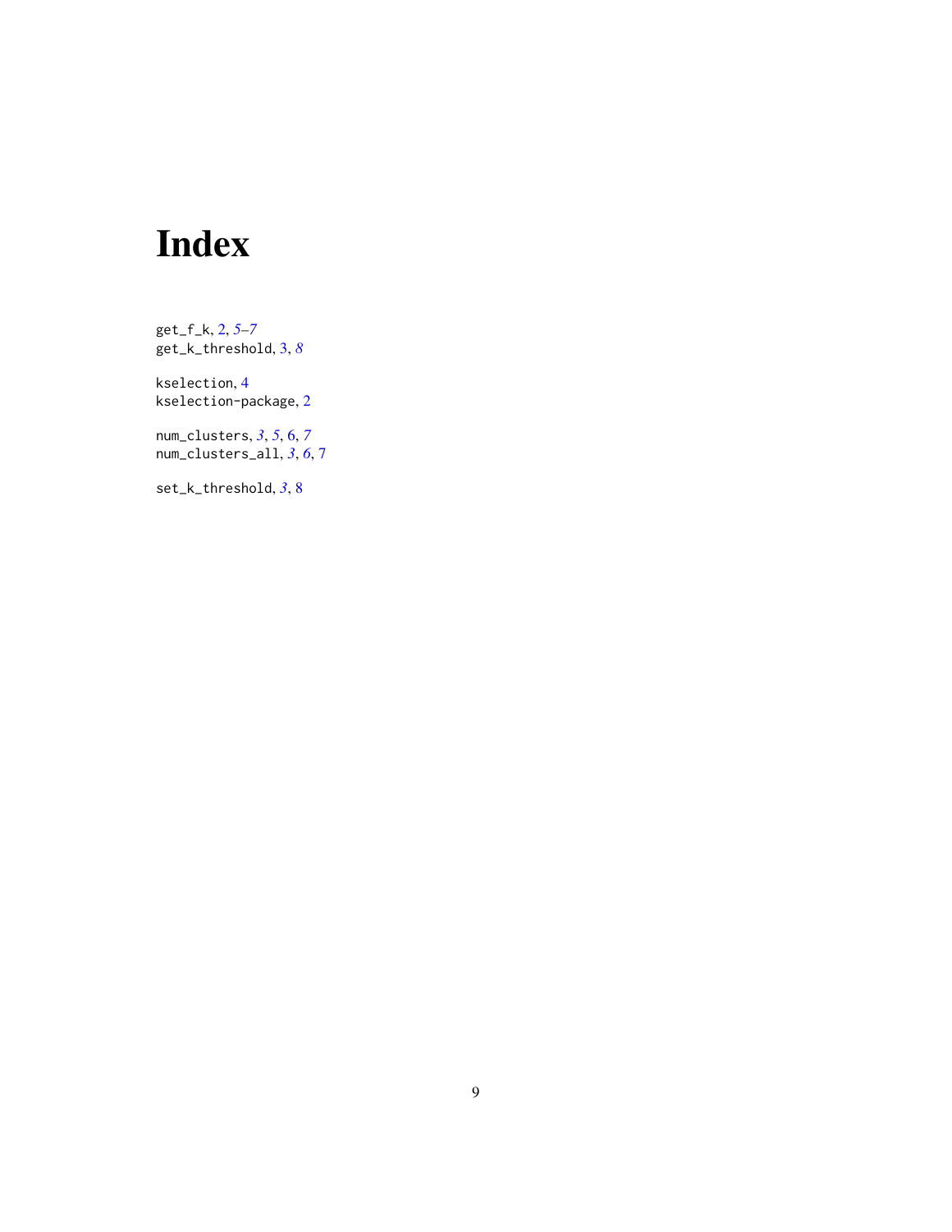# Index

get_f_k, 2, *5–7*
get_k_threshold, 3, *8*

kselection, 4
kselection-package, 2

num_clusters, *3*, *5*, 6, *7*
num_clusters_all, *3*, *6*, 7

set_k_threshold, *3*, 8